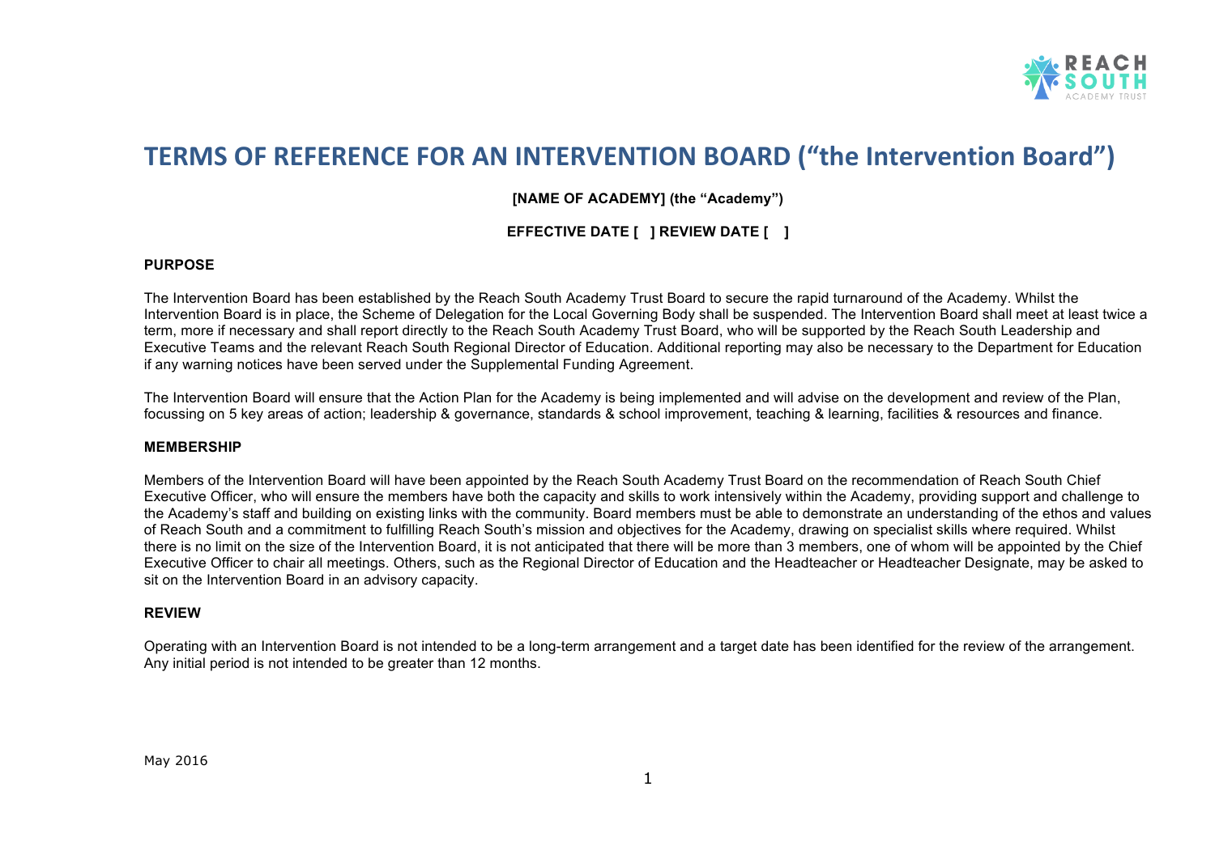# TERMS OF REFERENCE FOR AN INTERVENTION BOARD ("the Intervention Board")

**[NAME OF ACADEMY] (the "Academy")**

**EFFECTIVE DATE [ ] REVIEW DATE [ ]**

**PURPOSE**

The Intervention Board has been established by the Reach South Academy Trust Board to secure the rapid turnaround of the Academy. Whilst the Intervention Board is in place, the Scheme of Delegation for the Local Governing Body shall be suspended. The Intervention Board shall meet at least twice a term, more if necessary and shall report directly to the Reach South Academy Trust Board, who will be supported by the Reach South Leadership and Executive Teams and the relevant Reach South Regional Director of Education. Additional reporting may also be necessary to the Department for Education if any warning notices have been served under the Supplemental Funding Agreement.

The Intervention Board will ensure that the Action Plan for the Academy is being implemented and will advise on the development and review of the Plan, focussing on 5 key areas of action; leadership & governance, standards & school improvement, teaching & learning, facilities & resources and finance.

**MEMBERSHIP**

Members of the Intervention Board will have been appointed by the Reach South Academy Trust Board on the recommendation of Reach South Chief Executive Officer, who will ensure the members have both the capacity and skills to work intensively within the Academy, providing support and challenge to the Academy's staff and building on existing links with the community. Board members must be able to demonstrate an understanding of the ethos and values of Reach South and a commitment to fulfilling Reach South's mission and objectives for the Academy, drawing on specialist skills where required. Whilst there is no limit on the size of the Intervention Board, it is not anticipated that there will be more than 3 members, one of whom will be appointed by the Chief Executive Officer to chair all meetings. Others, such as the Regional Director of Education and the Headteacher or Headteacher Designate, may be asked to sit on the Intervention Board in an advisory capacity.

**REVIEW**

Operating with an Intervention Board is not intended to be a long-term arrangement and a target date has been identified for the review of the arrangement. Any initial period is not intended to be greater than 12 months.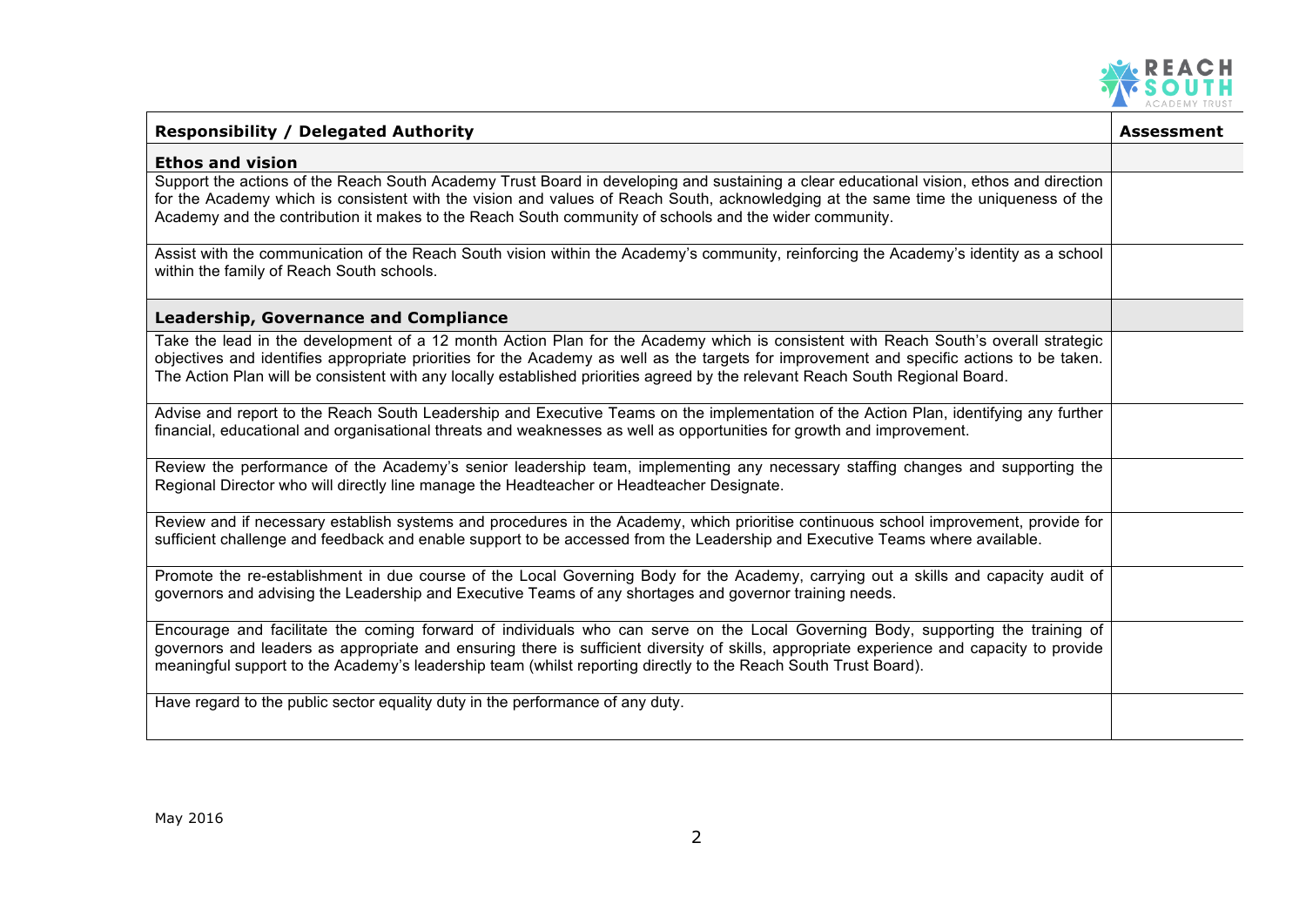| Responsibility / Delegated Authority | Assessment |
| --- | --- |
| **Ethos and vision** | |
| Support the actions of the Reach South Academy Trust Board in developing and sustaining a clear educational vision, ethos and direction for the Academy which is consistent with the vision and values of Reach South, acknowledging at the same time the uniqueness of the Academy and the contribution it makes to the Reach South community of schools and the wider community. | |
| Assist with the communication of the Reach South vision within the Academy's community, reinforcing the Academy's identity as a school within the family of Reach South schools. | |
| **Leadership, Governance and Compliance** | |
| Take the lead in the development of a 12 month Action Plan for the Academy which is consistent with Reach South's overall strategic objectives and identifies appropriate priorities for the Academy as well as the targets for improvement and specific actions to be taken. The Action Plan will be consistent with any locally established priorities agreed by the relevant Reach South Regional Board. | |
| Advise and report to the Reach South Leadership and Executive Teams on the implementation of the Action Plan, identifying any further financial, educational and organisational threats and weaknesses as well as opportunities for growth and improvement. | |
| Review the performance of the Academy's senior leadership team, implementing any necessary staffing changes and supporting the Regional Director who will directly line manage the Headteacher or Headteacher Designate. | |
| Review and if necessary establish systems and procedures in the Academy, which prioritise continuous school improvement, provide for sufficient challenge and feedback and enable support to be accessed from the Leadership and Executive Teams where available. | |
| Promote the re-establishment in due course of the Local Governing Body for the Academy, carrying out a skills and capacity audit of governors and advising the Leadership and Executive Teams of any shortages and governor training needs. | |
| Encourage and facilitate the coming forward of individuals who can serve on the Local Governing Body, supporting the training of governors and leaders as appropriate and ensuring there is sufficient diversity of skills, appropriate experience and capacity to provide meaningful support to the Academy's leadership team (whilst reporting directly to the Reach South Trust Board). | |
| Have regard to the public sector equality duty in the performance of any duty. | |

May 2016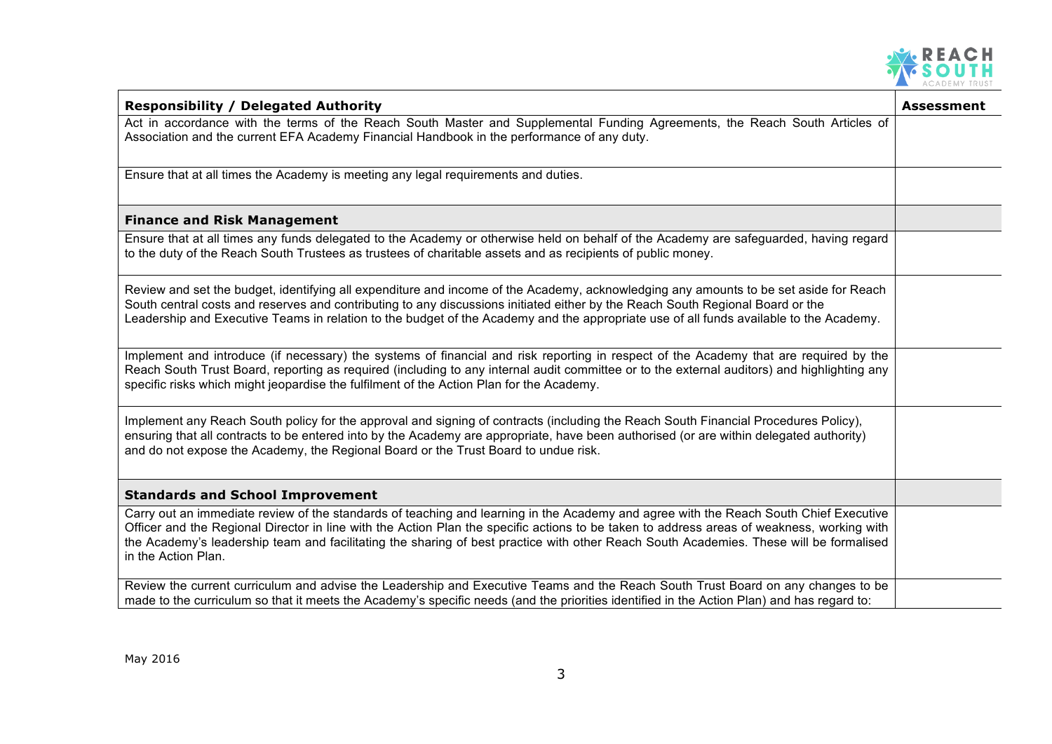| Responsibility / Delegated Authority | Assessment |
|---|---|
| Act in accordance with the terms of the Reach South Master and Supplemental Funding Agreements, the Reach South Articles of Association and the current EFA Academy Financial Handbook in the performance of any duty. | |
| Ensure that at all times the Academy is meeting any legal requirements and duties. | |
| **Finance and Risk Management** | |
| Ensure that at all times any funds delegated to the Academy or otherwise held on behalf of the Academy are safeguarded, having regard to the duty of the Reach South Trustees as trustees of charitable assets and as recipients of public money. | |
| Review and set the budget, identifying all expenditure and income of the Academy, acknowledging any amounts to be set aside for Reach South central costs and reserves and contributing to any discussions initiated either by the Reach South Regional Board or the Leadership and Executive Teams in relation to the budget of the Academy and the appropriate use of all funds available to the Academy. | |
| Implement and introduce (if necessary) the systems of financial and risk reporting in respect of the Academy that are required by the Reach South Trust Board, reporting as required (including to any internal audit committee or to the external auditors) and highlighting any specific risks which might jeopardise the fulfilment of the Action Plan for the Academy. | |
| Implement any Reach South policy for the approval and signing of contracts (including the Reach South Financial Procedures Policy), ensuring that all contracts to be entered into by the Academy are appropriate, have been authorised (or are within delegated authority) and do not expose the Academy, the Regional Board or the Trust Board to undue risk. | |
| **Standards and School Improvement** | |
| Carry out an immediate review of the standards of teaching and learning in the Academy and agree with the Reach South Chief Executive Officer and the Regional Director in line with the Action Plan the specific actions to be taken to address areas of weakness, working with the Academy's leadership team and facilitating the sharing of best practice with other Reach South Academies. These will be formalised in the Action Plan. | |
| Review the current curriculum and advise the Leadership and Executive Teams and the Reach South Trust Board on any changes to be made to the curriculum so that it meets the Academy's specific needs (and the priorities identified in the Action Plan) and has regard to: | |

May 2016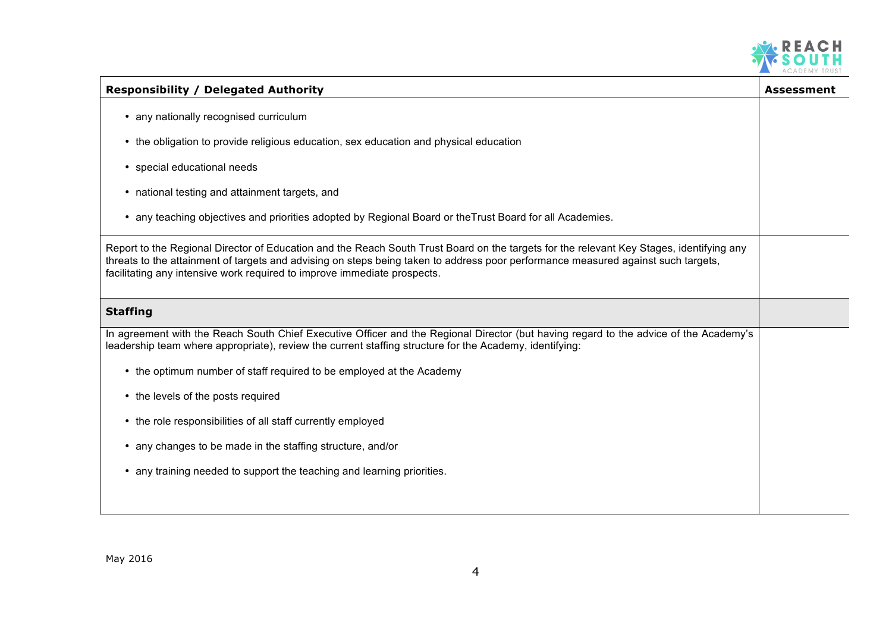| Responsibility / Delegated Authority | Assessment |
| --- | --- |
| • any nationally recognised curriculum<br>• the obligation to provide religious education, sex education and physical education<br>• special educational needs<br>• national testing and attainment targets, and<br>• any teaching objectives and priorities adopted by Regional Board or theTrust Board for all Academies. | |
| Report to the Regional Director of Education and the Reach South Trust Board on the targets for the relevant Key Stages, identifying any threats to the attainment of targets and advising on steps being taken to address poor performance measured against such targets, facilitating any intensive work required to improve immediate prospects. | |
| **Staffing** | |
| In agreement with the Reach South Chief Executive Officer and the Regional Director (but having regard to the advice of the Academy's leadership team where appropriate), review the current staffing structure for the Academy, identifying:<br>• the optimum number of staff required to be employed at the Academy<br>• the levels of the posts required<br>• the role responsibilities of all staff currently employed<br>• any changes to be made in the staffing structure, and/or<br>• any training needed to support the teaching and learning priorities. | |

May 2016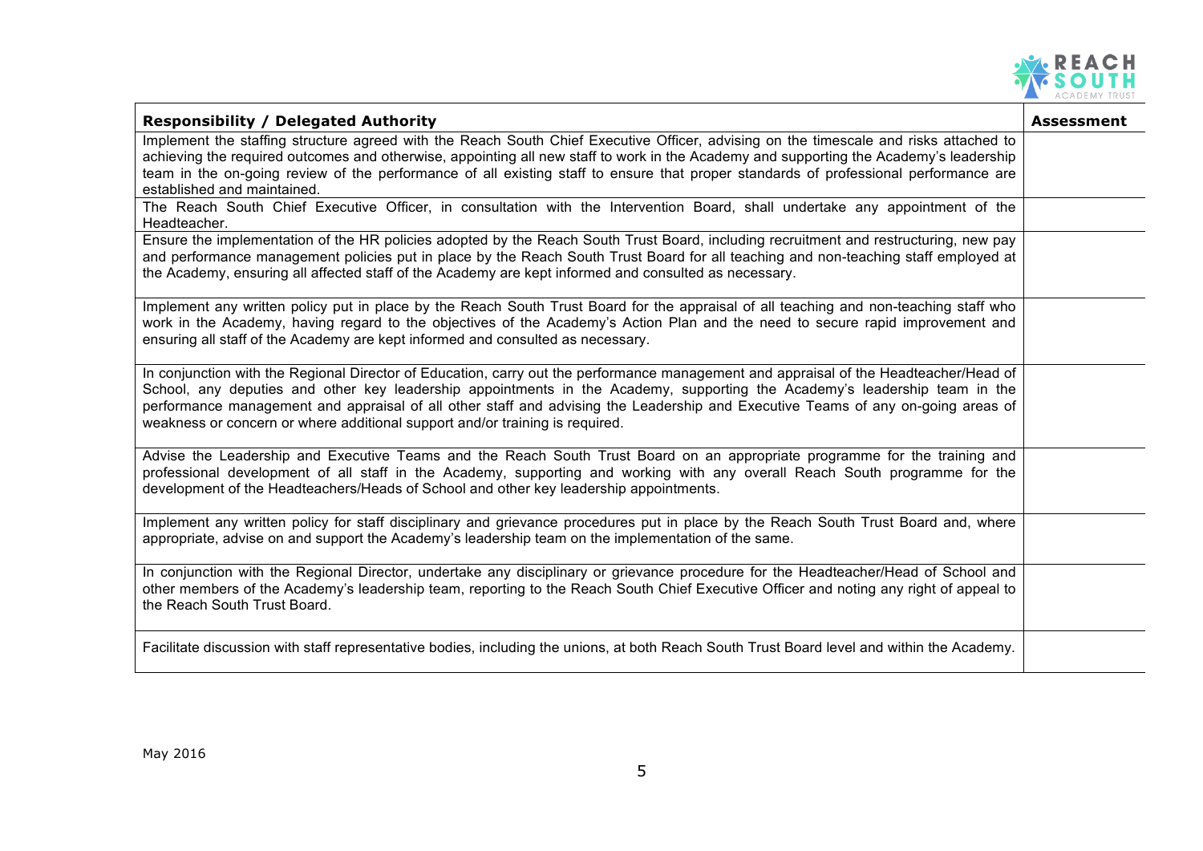| **Responsibility / Delegated Authority** | **Assessment** |
|---|---|
| Implement the staffing structure agreed with the Reach South Chief Executive Officer, advising on the timescale and risks attached to achieving the required outcomes and otherwise, appointing all new staff to work in the Academy and supporting the Academy's leadership team in the on-going review of the performance of all existing staff to ensure that proper standards of professional performance are established and maintained. | |
| The Reach South Chief Executive Officer, in consultation with the Intervention Board, shall undertake any appointment of the Headteacher. | |
| Ensure the implementation of the HR policies adopted by the Reach South Trust Board, including recruitment and restructuring, new pay and performance management policies put in place by the Reach South Trust Board for all teaching and non-teaching staff employed at the Academy, ensuring all affected staff of the Academy are kept informed and consulted as necessary. | |
| Implement any written policy put in place by the Reach South Trust Board for the appraisal of all teaching and non-teaching staff who work in the Academy, having regard to the objectives of the Academy's Action Plan and the need to secure rapid improvement and ensuring all staff of the Academy are kept informed and consulted as necessary. | |
| In conjunction with the Regional Director of Education, carry out the performance management and appraisal of the Headteacher/Head of School, any deputies and other key leadership appointments in the Academy, supporting the Academy's leadership team in the performance management and appraisal of all other staff and advising the Leadership and Executive Teams of any on-going areas of weakness or concern or where additional support and/or training is required. | |
| Advise the Leadership and Executive Teams and the Reach South Trust Board on an appropriate programme for the training and professional development of all staff in the Academy, supporting and working with any overall Reach South programme for the development of the Headteachers/Heads of School and other key leadership appointments. | |
| Implement any written policy for staff disciplinary and grievance procedures put in place by the Reach South Trust Board and, where appropriate, advise on and support the Academy's leadership team on the implementation of the same. | |
| In conjunction with the Regional Director, undertake any disciplinary or grievance procedure for the Headteacher/Head of School and other members of the Academy's leadership team, reporting to the Reach South Chief Executive Officer and noting any right of appeal to the Reach South Trust Board. | |
| Facilitate discussion with staff representative bodies, including the unions, at both Reach South Trust Board level and within the Academy. | |

May 2016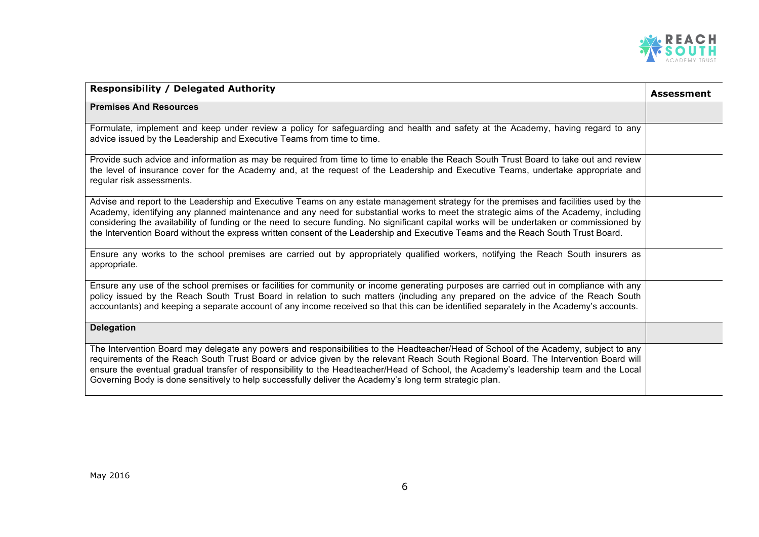| Responsibility / Delegated Authority | Assessment |
| --- | --- |
| **Premises And Resources** | |
| Formulate, implement and keep under review a policy for safeguarding and health and safety at the Academy, having regard to any advice issued by the Leadership and Executive Teams from time to time. | |
| Provide such advice and information as may be required from time to time to enable the Reach South Trust Board to take out and review the level of insurance cover for the Academy and, at the request of the Leadership and Executive Teams, undertake appropriate and regular risk assessments. | |
| Advise and report to the Leadership and Executive Teams on any estate management strategy for the premises and facilities used by the Academy, identifying any planned maintenance and any need for substantial works to meet the strategic aims of the Academy, including considering the availability of funding or the need to secure funding. No significant capital works will be undertaken or commissioned by the Intervention Board without the express written consent of the Leadership and Executive Teams and the Reach South Trust Board. | |
| Ensure any works to the school premises are carried out by appropriately qualified workers, notifying the Reach South insurers as appropriate. | |
| Ensure any use of the school premises or facilities for community or income generating purposes are carried out in compliance with any policy issued by the Reach South Trust Board in relation to such matters (including any prepared on the advice of the Reach South accountants) and keeping a separate account of any income received so that this can be identified separately in the Academy's accounts. | |
| **Delegation** | |
| The Intervention Board may delegate any powers and responsibilities to the Headteacher/Head of School of the Academy, subject to any requirements of the Reach South Trust Board or advice given by the relevant Reach South Regional Board. The Intervention Board will ensure the eventual gradual transfer of responsibility to the Headteacher/Head of School, the Academy's leadership team and the Local Governing Body is done sensitively to help successfully deliver the Academy's long term strategic plan. | |

May 2016